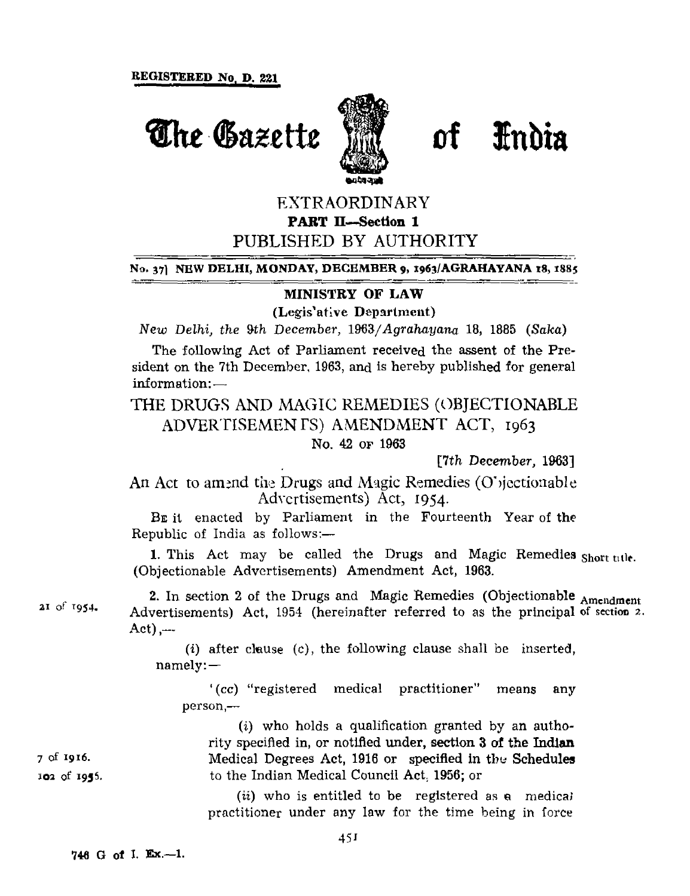REGISTERED No. D. 221

# The Gazette of India

## EXTRAORDINARY

**PART II—Section 1**

PUBLISHED BY AUTHORITY

**No. 37] NEW DELHI, MONDAY, DECEMBER 9, 1963/AGRAHAYANA 18, 1885**

**MINISTRY OF LAW**

**(Legislative Department)**

*New Delhi, the 9th December, 1963/Agrahayana 18, 1885 (Saka)*

The following Act of Parliament received the assent of the President on the 7th December, 1963, and is hereby published for general information:—

## THE DRUGS AND MAGIC REMEDIES (OBJECTIONABLE ADVERTISEMENTS) AMENDMENT ACT, 1963

No. 42 OF 1963

[*7th December, 1963*]

An Act to amend the Drugs and Magic Remedies (Objectionable Advertisements) Act, 1954.

BE it enacted by Parliament in the Fourteenth Year of the Republic of India as follows:—

Short title.

**1.** This Act may be called the Drugs and Magic Remedies (Objectionable Advertisements) Amendment Act, 1963.

Amendment of section 2.

21 of 1954.

**2.** In section 2 of the Drugs and Magic Remedies (Objectionable Advertisements) Act, 1954 (hereinafter referred to as the principal Act),—

(*i*) after clause (c), the following clause shall be inserted, namely:—

'(*cc*) "registered medical practitioner" means any person,—

7 of 1916.

102 of 1956.

(*i*) who holds a qualification granted by an authority specified in, or notified under, section 3 of the Indian Medical Degrees Act, 1916 or specified in the Schedules to the Indian Medical Council Act, 1956; or

(*ii*) who is entitled to be registered as a medical practitioner under any law for the time being in force

746 G of I. Ex.—1.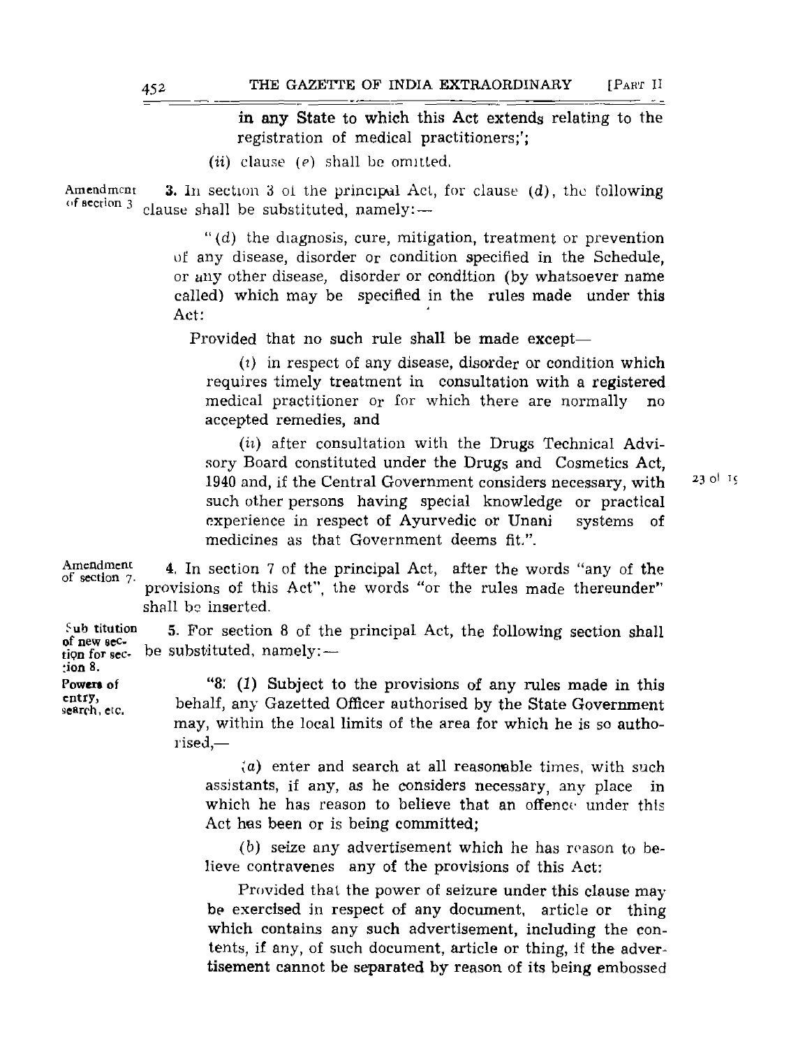in any State to which this Act extends relating to the registration of medical practitioners;';

(*ii*) clause (*e*) shall be omitted.

Amendment of section 3

**3.** In section 3 of the principal Act, for clause (*d*), the following clause shall be substituted, namely:—

"(*d*) the diagnosis, cure, mitigation, treatment or prevention of any disease, disorder or condition specified in the Schedule, or any other disease, disorder or condition (by whatsoever name called) which may be specified in the rules made under this Act:

Provided that no such rule shall be made except—

(*i*) in respect of any disease, disorder or condition which requires timely treatment in consultation with a registered medical practitioner or for which there are normally no accepted remedies, and

(*ii*) after consultation with the Drugs Technical Advisory Board constituted under the Drugs and Cosmetics Act, 1940 and, if the Central Government considers necessary, with such other persons having special knowledge or practical experience in respect of Ayurvedic or Unani systems of medicines as that Government deems fit.".

23 of 1940

Amendment of section 7.

**4.** In section 7 of the principal Act, after the words "any of the provisions of this Act", the words "or the rules made thereunder" shall be inserted.

Substitution of new section for section 8.

**5.** For section 8 of the principal Act, the following section shall be substituted, namely:—

Powers of entry, search, etc.

"8. (*1*) Subject to the provisions of any rules made in this behalf, any Gazetted Officer authorised by the State Government may, within the local limits of the area for which he is so authorised,—

(*a*) enter and search at all reasonable times, with such assistants, if any, as he considers necessary, any place in which he has reason to believe that an offence under this Act has been or is being committed;

(*b*) seize any advertisement which he has reason to believe contravenes any of the provisions of this Act:

Provided that the power of seizure under this clause may be exercised in respect of any document, article or thing which contains any such advertisement, including the contents, if any, of such document, article or thing, if the advertisement cannot be separated by reason of its being embossed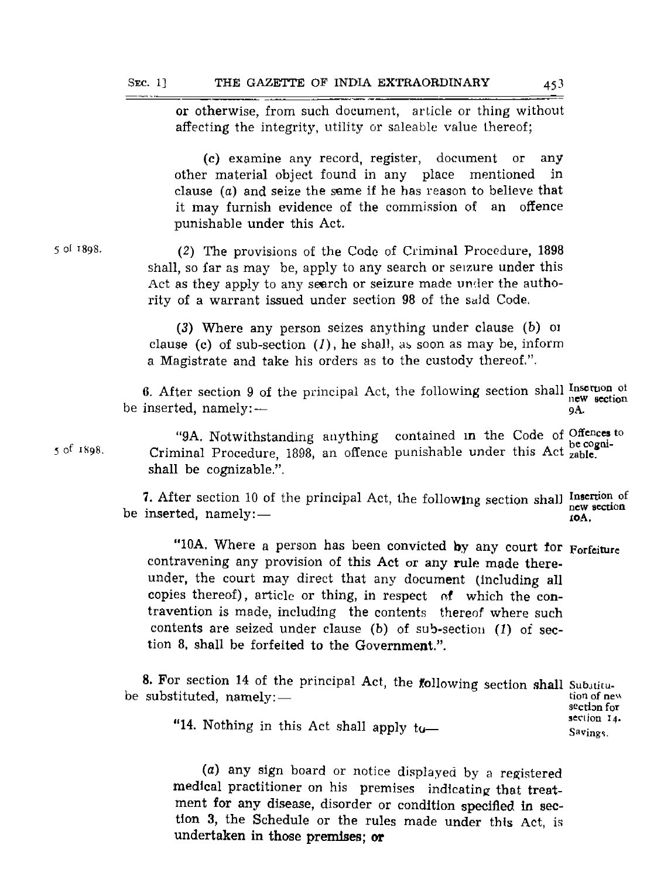or otherwise, from such document, article or thing without affecting the integrity, utility or saleable value thereof;

(c) examine any record, register, document or any other material object found in any place mentioned in clause (a) and seize the same if he has reason to believe that it may furnish evidence of the commission of an offence punishable under this Act.

5 of 1898.

(2) The provisions of the Code of Criminal Procedure, 1898 shall, so far as may be, apply to any search or seizure under this Act as they apply to any search or seizure made under the authority of a warrant issued under section 98 of the said Code.

(3) Where any person seizes anything under clause (b) or clause (c) of sub-section (1), he shall, as soon as may be, inform a Magistrate and take his orders as to the custody thereof.".

Insertion of new section 9A.

6. After section 9 of the principal Act, the following section shall be inserted, namely:—

5 of 1898.

Offences to be cognizable.

"9A. Notwithstanding anything contained in the Code of Criminal Procedure, 1898, an offence punishable under this Act shall be cognizable.".

Insertion of new section 10A.

7. After section 10 of the principal Act, the following section shall be inserted, namely:—

Forfeiture

"10A. Where a person has been convicted by any court for contravening any provision of this Act or any rule made thereunder, the court may direct that any document (including all copies thereof), article or thing, in respect of which the contravention is made, including the contents thereof where such contents are seized under clause (b) of sub-section (1) of section 8, shall be forfeited to the Government.".

Substitution of new section for section 14.

8. For section 14 of the principal Act, the following section shall be substituted, namely:—

Savings.

"14. Nothing in this Act shall apply to—

(a) any sign board or notice displayed by a registered medical practitioner on his premises indicating that treatment for any disease, disorder or condition specified in section 3, the Schedule or the rules made under this Act, is undertaken in those premises; or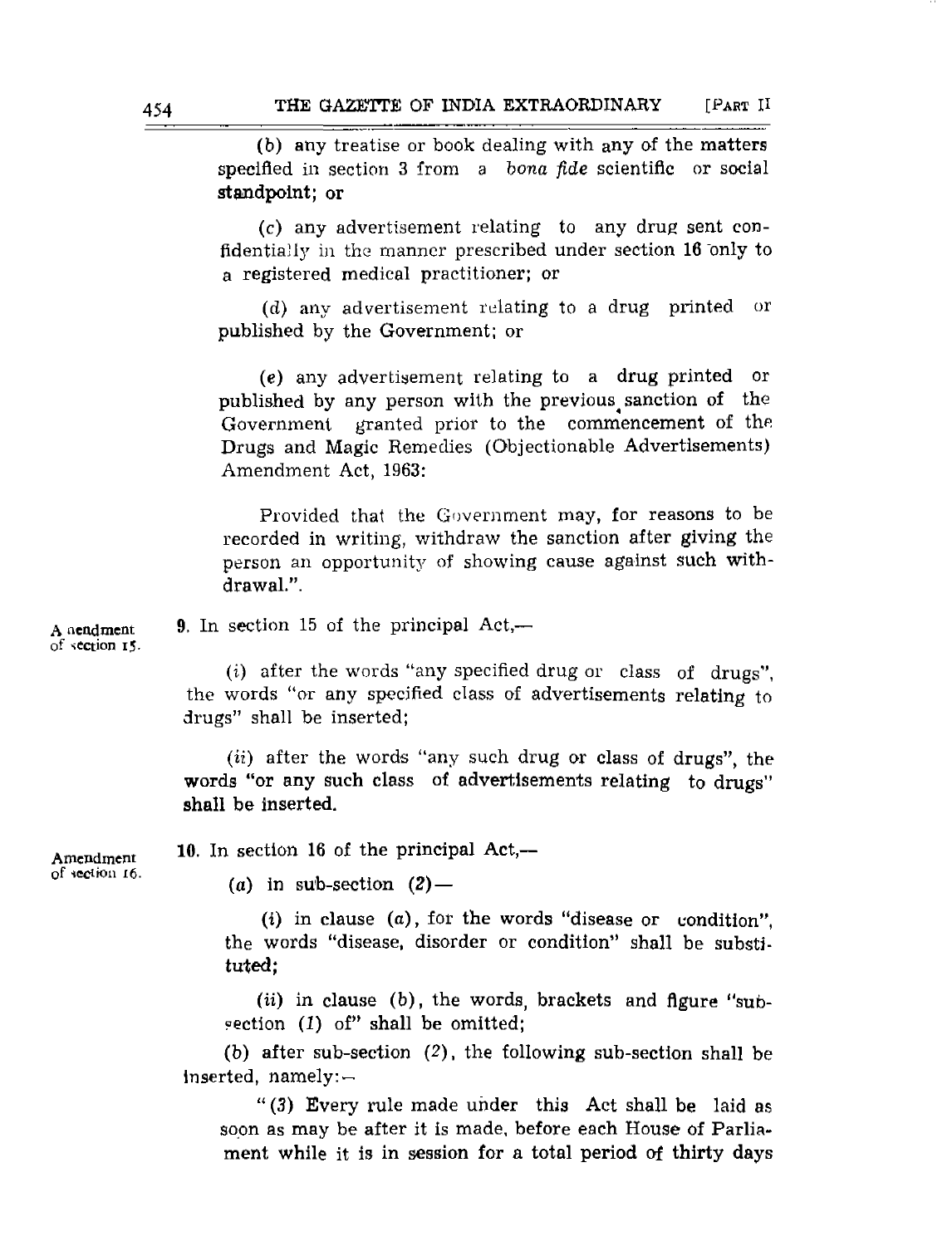(b) any treatise or book dealing with any of the matters specified in section 3 from a *bona fide* scientific or social standpoint; or

(c) any advertisement relating to any drug sent confidentially in the manner prescribed under section 16 only to a registered medical practitioner; or

(d) any advertisement relating to a drug printed or published by the Government; or

(e) any advertisement relating to a drug printed or published by any person with the previous sanction of the Government granted prior to the commencement of the Drugs and Magic Remedies (Objectionable Advertisements) Amendment Act, 1963:

Provided that the Government may, for reasons to be recorded in writing, withdraw the sanction after giving the person an opportunity of showing cause against such withdrawal.".

Amendment of section 15.

9. In section 15 of the principal Act,—

(i) after the words "any specified drug or class of drugs", the words "or any specified class of advertisements relating to drugs" shall be inserted;

(ii) after the words "any such drug or class of drugs", the words "or any such class of advertisements relating to drugs" shall be inserted.

Amendment of section 16.

10. In section 16 of the principal Act,—

(a) in sub-section (2)—

(i) in clause (a), for the words "disease or condition", the words "disease, disorder or condition" shall be substituted;

(ii) in clause (b), the words, brackets and figure "sub-section (1) of" shall be omitted;

(b) after sub-section (2), the following sub-section shall be inserted, namely:—

"(3) Every rule made under this Act shall be laid as soon as may be after it is made, before each House of Parliament while it is in session for a total period of thirty days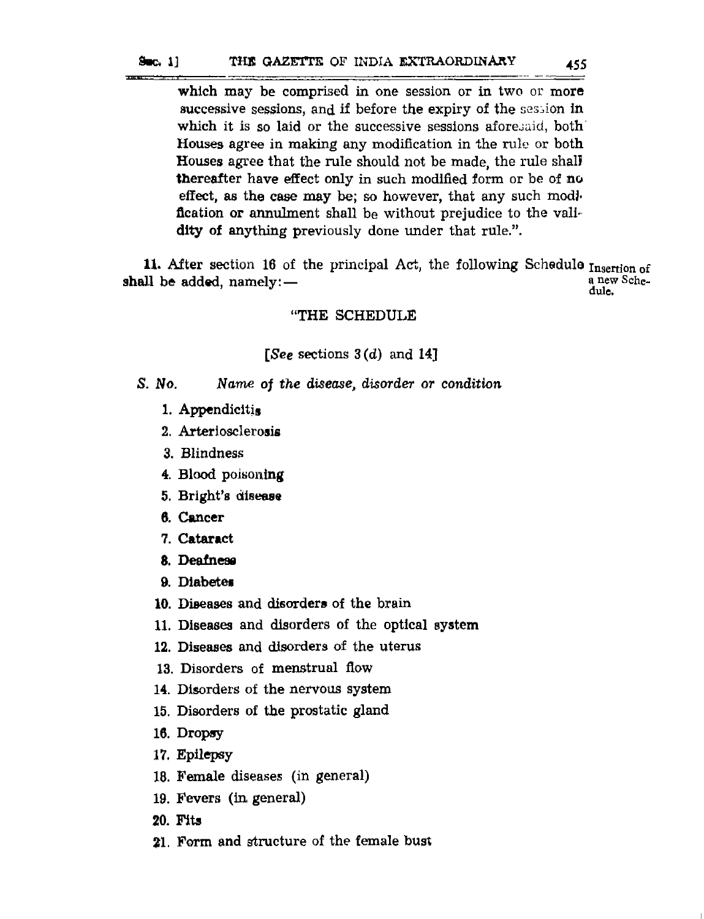which may be comprised in one session or in two or more successive sessions, and if before the expiry of the session in which it is so laid or the successive sessions aforesaid, both Houses agree in making any modification in the rule or both Houses agree that the rule should not be made, the rule shall thereafter have effect only in such modified form or be of no effect, as the case may be; so however, that any such modification or annulment shall be without prejudice to the validity of anything previously done under that rule.".

Insertion of a new Schedule.

**11.** After section 16 of the principal Act, the following Schedule shall be added, namely:—

"THE SCHEDULE

[*See* sections 3(*d*) and 14]

*S. No.* *Name of the disease, disorder or condition*

1. Appendicitis
2. Arteriosclerosis
3. Blindness
4. Blood poisoning
5. Bright's disease
6. Cancer
7. Cataract
8. Deafness
9. Diabetes
10. Diseases and disorders of the brain
11. Diseases and disorders of the optical system
12. Diseases and disorders of the uterus
13. Disorders of menstrual flow
14. Disorders of the nervous system
15. Disorders of the prostatic gland
16. Dropsy
17. Epilepsy
18. Female diseases (in general)
19. Fevers (in general)
20. Fits
21. Form and structure of the female bust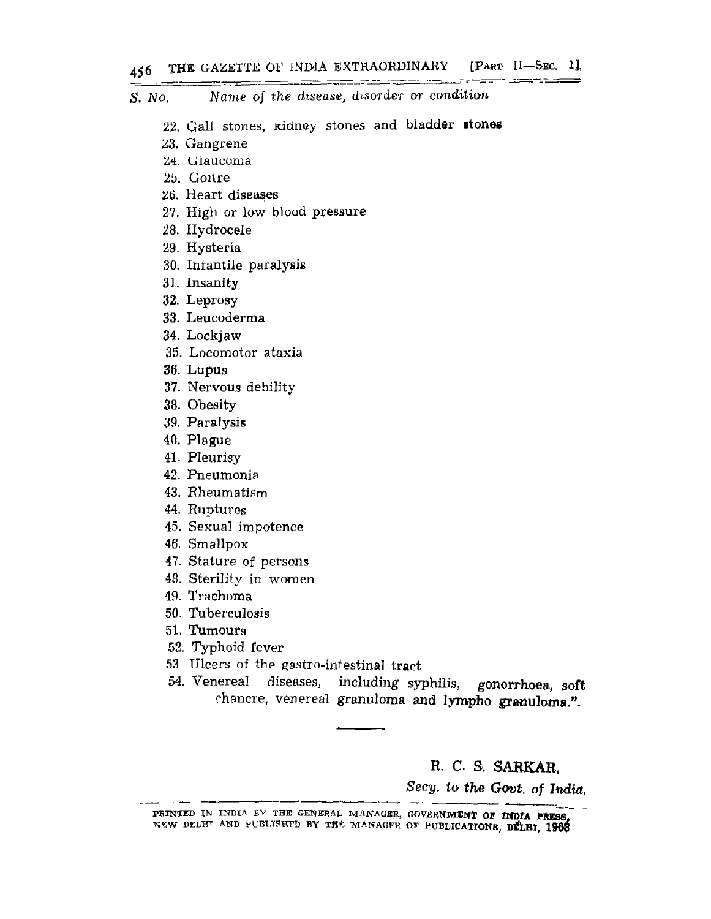*S. No.* *Name of the disease, disorder or condition*

22. Gall stones, kidney stones and bladder stones
23. Gangrene
24. Glaucoma
25. Goitre
26. Heart diseases
27. High or low blood pressure
28. Hydrocele
29. Hysteria
30. Infantile paralysis
31. Insanity
32. Leprosy
33. Leucoderma
34. Lockjaw
35. Locomotor ataxia
36. Lupus
37. Nervous debility
38. Obesity
39. Paralysis
40. Plague
41. Pleurisy
42. Pneumonia
43. Rheumatism
44. Ruptures
45. Sexual impotence
46. Smallpox
47. Stature of persons
48. Sterility in women
49. Trachoma
50. Tuberculosis
51. Tumours
52. Typhoid fever
53. Ulcers of the gastro-intestinal tract
54. Venereal diseases, including syphilis, gonorrhoea, soft chancre, venereal granuloma and lympho granuloma.".

---

R. C. S. SARKAR,
*Secy. to the Govt. of India.*

PRINTED IN INDIA BY THE GENERAL MANAGER, GOVERNMENT OF INDIA PRESS, NEW DELHI AND PUBLISHED BY THE MANAGER OF PUBLICATIONS, DELHI, 1968